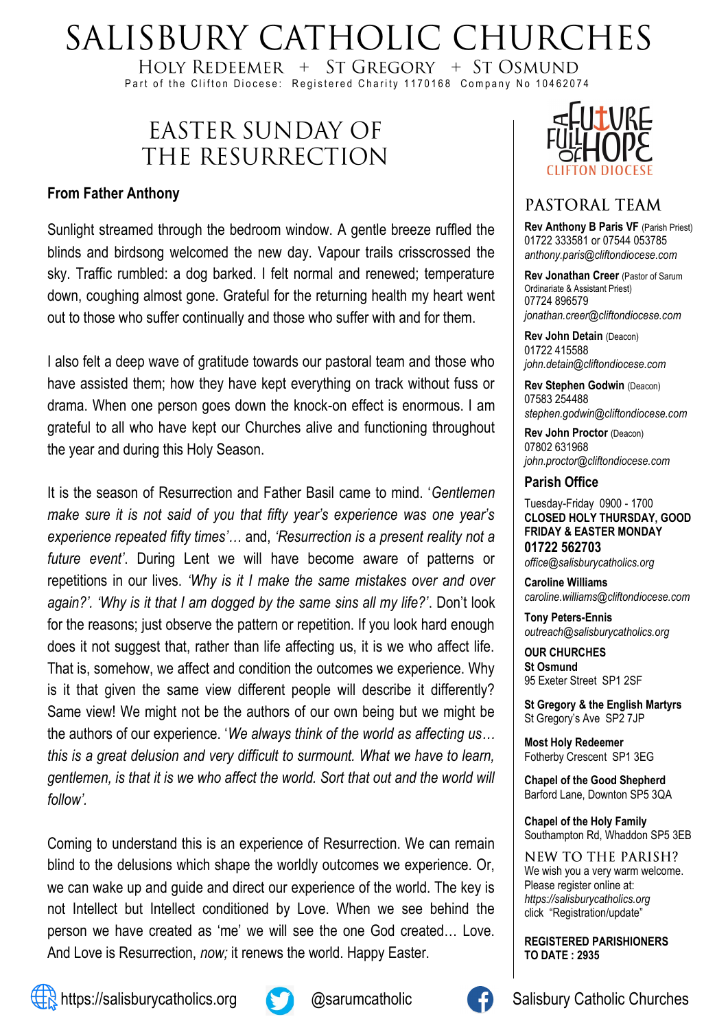# SALISBURY CATHOLIC CHURCHES

HOLY REDEEMER + ST GREGORY + ST OSMUND

Part of the Clifton Diocese: Registered Charity 1170168 Company No 10462074

## EASTER SUNDAY OF THE RESURRECTION

**From Father Anthony**

Sunlight streamed through the bedroom window. A gentle breeze ruffled the blinds and birdsong welcomed the new day. Vapour trails crisscrossed the sky. Traffic rumbled: a dog barked. I felt normal and renewed; temperature down, coughing almost gone. Grateful for the returning health my heart went out to those who suffer continually and those who suffer with and for them.

I also felt a deep wave of gratitude towards our pastoral team and those who have assisted them; how they have kept everything on track without fuss or drama. When one person goes down the knock-on effect is enormous. I am grateful to all who have kept our Churches alive and functioning throughout the year and during this Holy Season.

It is the season of Resurrection and Father Basil came to mind. '*Gentlemen make sure it is not said of you that fifty year's experience was one year's experience repeated fifty times'*… and, *'Resurrection is a present reality not a future event'*. During Lent we will have become aware of patterns or repetitions in our lives. *'Why is it I make the same mistakes over and over again?'. 'Why is it that I am dogged by the same sins all my life?'*. Don't look for the reasons; just observe the pattern or repetition. If you look hard enough does it not suggest that, rather than life affecting us, it is we who affect life. That is, somehow, we affect and condition the outcomes we experience. Why is it that given the same view different people will describe it differently? Same view! We might not be the authors of our own being but we might be the authors of our experience. '*We always think of the world as affecting us… this is a great delusion and very difficult to surmount. What we have to learn, gentlemen, is that it is we who affect the world. Sort that out and the world will follow'.*

Coming to understand this is an experience of Resurrection. We can remain blind to the delusions which shape the worldly outcomes we experience. Or, we can wake up and guide and direct our experience of the world. The key is not Intellect but Intellect conditioned by Love. When we see behind the person we have created as 'me' we will see the one God created… Love. And Love is Resurrection, *now;* it renews the world. Happy Easter.

A FUTURE FULL OF HOPE — CLIFTON DIOCESE

## PASTORAL TEAM

**Rev Anthony B Paris VF** (Parish Priest)
01722 333581 or 07544 053785
*anthony.paris@cliftondiocese.com*

**Rev Jonathan Creer** (Pastor of Sarum Ordinariate & Assistant Priest)
07724 896579
*jonathan.creer@cliftondiocese.com*

**Rev John Detain** (Deacon)
01722 415588
*john.detain@cliftondiocese.com*

**Rev Stephen Godwin** (Deacon)
07583 254488
*stephen.godwin@cliftondiocese.com*

**Rev John Proctor** (Deacon)
07802 631968
*john.proctor@cliftondiocese.com*

### Parish Office

Tuesday-Friday 0900 - 1700
**CLOSED HOLY THURSDAY, GOOD FRIDAY & EASTER MONDAY**
**01722 562703**
*office@salisburycatholics.org*

**Caroline Williams**
*caroline.williams@cliftondiocese.com*

**Tony Peters-Ennis**
*outreach@salisburycatholics.org*

**OUR CHURCHES**

**St Osmund**
95 Exeter Street SP1 2SF

**St Gregory & the English Martyrs**
St Gregory's Ave SP2 7JP

**Most Holy Redeemer**
Fotherby Crescent SP1 3EG

**Chapel of the Good Shepherd**
Barford Lane, Downton SP5 3QA

**Chapel of the Holy Family**
Southampton Rd, Whaddon SP5 3EB

### NEW TO THE PARISH?

We wish you a very warm welcome.
Please register online at:
*https://salisburycatholics.org*
click "Registration/update"

**REGISTERED PARISHIONERS TO DATE : 2935**

https://salisburycatholics.org @sarumcatholic Salisbury Catholic Churches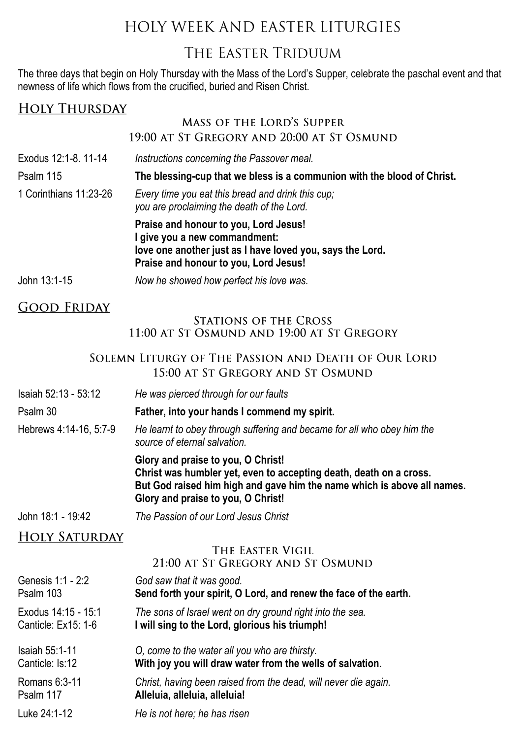# HOLY WEEK AND EASTER LITURGIES

## The Easter Triduum

The three days that begin on Holy Thursday with the Mass of the Lord's Supper, celebrate the paschal event and that newness of life which flows from the crucified, buried and Risen Christ.

### Holy Thursday

#### Mass of the Lord's Supper
#### 19:00 at St Gregory and 20:00 at St Osmund

| | |
|---|---|
| Exodus 12:1-8. 11-14 | *Instructions concerning the Passover meal.* |
| Psalm 115 | **The blessing-cup that we bless is a communion with the blood of Christ.** |
| 1 Corinthians 11:23-26 | *Every time you eat this bread and drink this cup; you are proclaiming the death of the Lord.* |
| | **Praise and honour to you, Lord Jesus! I give you a new commandment: love one another just as I have loved you, says the Lord. Praise and honour to you, Lord Jesus!** |
| John 13:1-15 | *Now he showed how perfect his love was.* |

### Good Friday

#### Stations of the Cross
#### 11:00 at St Osmund and 19:00 at St Gregory

#### Solemn Liturgy of The Passion and Death of Our Lord
#### 15:00 at St Gregory and St Osmund

| | |
|---|---|
| Isaiah 52:13 - 53:12 | *He was pierced through for our faults* |
| Psalm 30 | **Father, into your hands I commend my spirit.** |
| Hebrews 4:14-16, 5:7-9 | *He learnt to obey through suffering and became for all who obey him the source of eternal salvation.* |
| | **Glory and praise to you, O Christ! Christ was humbler yet, even to accepting death, death on a cross. But God raised him high and gave him the name which is above all names. Glory and praise to you, O Christ!** |
| John 18:1 - 19:42 | *The Passion of our Lord Jesus Christ* |

### Holy Saturday

#### The Easter Vigil
#### 21:00 at St Gregory and St Osmund

| | |
|---|---|
| Genesis 1:1 - 2:2 | *God saw that it was good.* |
| Psalm 103 | **Send forth your spirit, O Lord, and renew the face of the earth.** |
| Exodus 14:15 - 15:1 | *The sons of Israel went on dry ground right into the sea.* |
| Canticle: Ex15: 1-6 | **I will sing to the Lord, glorious his triumph!** |
| Isaiah 55:1-11 | *O, come to the water all you who are thirsty.* |
| Canticle: Is:12 | **With joy you will draw water from the wells of salvation**. |
| Romans 6:3-11 | *Christ, having been raised from the dead, will never die again.* |
| Psalm 117 | **Alleluia, alleluia, alleluia!** |
| Luke 24:1-12 | *He is not here; he has risen* |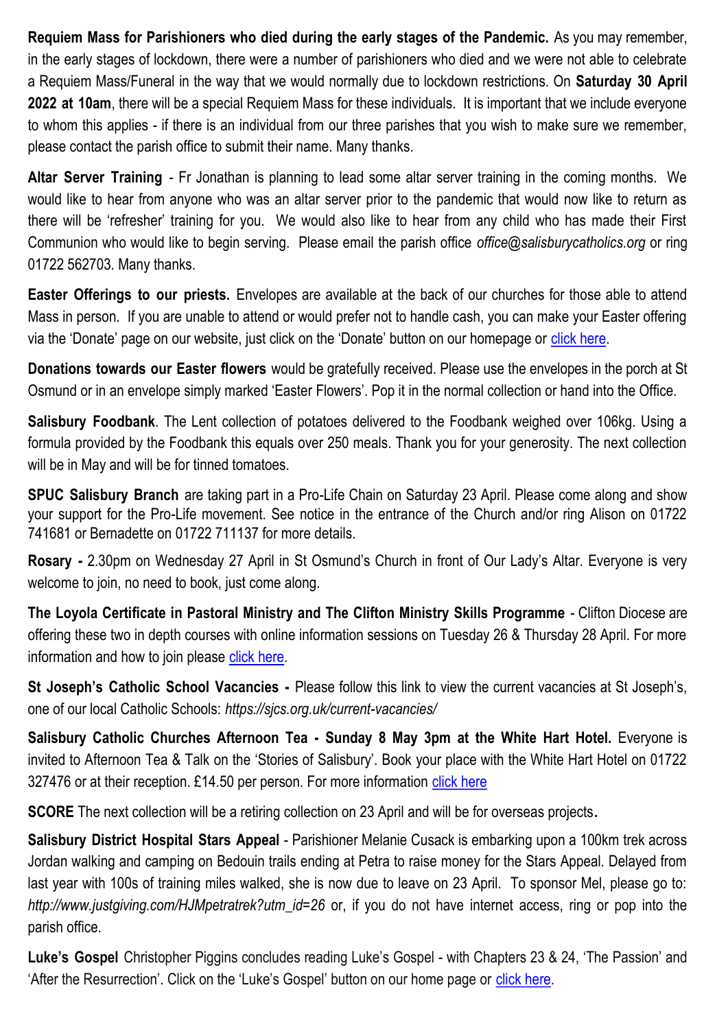**Requiem Mass for Parishioners who died during the early stages of the Pandemic.** As you may remember, in the early stages of lockdown, there were a number of parishioners who died and we were not able to celebrate a Requiem Mass/Funeral in the way that we would normally due to lockdown restrictions. On **Saturday 30 April 2022 at 10am**, there will be a special Requiem Mass for these individuals. It is important that we include everyone to whom this applies - if there is an individual from our three parishes that you wish to make sure we remember, please contact the parish office to submit their name. Many thanks.

**Altar Server Training** - Fr Jonathan is planning to lead some altar server training in the coming months. We would like to hear from anyone who was an altar server prior to the pandemic that would now like to return as there will be 'refresher' training for you. We would also like to hear from any child who has made their First Communion who would like to begin serving. Please email the parish office *office@salisburycatholics.org* or ring 01722 562703. Many thanks.

**Easter Offerings to our priests.** Envelopes are available at the back of our churches for those able to attend Mass in person. If you are unable to attend or would prefer not to handle cash, you can make your Easter offering via the 'Donate' page on our website, just click on the 'Donate' button on our homepage or click here.

**Donations towards our Easter flowers** would be gratefully received. Please use the envelopes in the porch at St Osmund or in an envelope simply marked 'Easter Flowers'. Pop it in the normal collection or hand into the Office.

**Salisbury Foodbank**. The Lent collection of potatoes delivered to the Foodbank weighed over 106kg. Using a formula provided by the Foodbank this equals over 250 meals. Thank you for your generosity. The next collection will be in May and will be for tinned tomatoes.

**SPUC Salisbury Branch** are taking part in a Pro-Life Chain on Saturday 23 April. Please come along and show your support for the Pro-Life movement. See notice in the entrance of the Church and/or ring Alison on 01722 741681 or Bernadette on 01722 711137 for more details.

**Rosary -** 2.30pm on Wednesday 27 April in St Osmund's Church in front of Our Lady's Altar. Everyone is very welcome to join, no need to book, just come along.

**The Loyola Certificate in Pastoral Ministry and The Clifton Ministry Skills Programme** - Clifton Diocese are offering these two in depth courses with online information sessions on Tuesday 26 & Thursday 28 April. For more information and how to join please click here.

**St Joseph's Catholic School Vacancies -** Please follow this link to view the current vacancies at St Joseph's, one of our local Catholic Schools: *https://sjcs.org.uk/current-vacancies/*

**Salisbury Catholic Churches Afternoon Tea - Sunday 8 May 3pm at the White Hart Hotel.** Everyone is invited to Afternoon Tea & Talk on the 'Stories of Salisbury'. Book your place with the White Hart Hotel on 01722 327476 or at their reception. £14.50 per person. For more information click here

**SCORE** The next collection will be a retiring collection on 23 April and will be for overseas projects.

**Salisbury District Hospital Stars Appeal** - Parishioner Melanie Cusack is embarking upon a 100km trek across Jordan walking and camping on Bedouin trails ending at Petra to raise money for the Stars Appeal. Delayed from last year with 100s of training miles walked, she is now due to leave on 23 April. To sponsor Mel, please go to: *http://www.justgiving.com/HJMpetratrek?utm_id=26* or, if you do not have internet access, ring or pop into the parish office.

**Luke's Gospel** Christopher Piggins concludes reading Luke's Gospel - with Chapters 23 & 24, 'The Passion' and 'After the Resurrection'. Click on the 'Luke's Gospel' button on our home page or click here.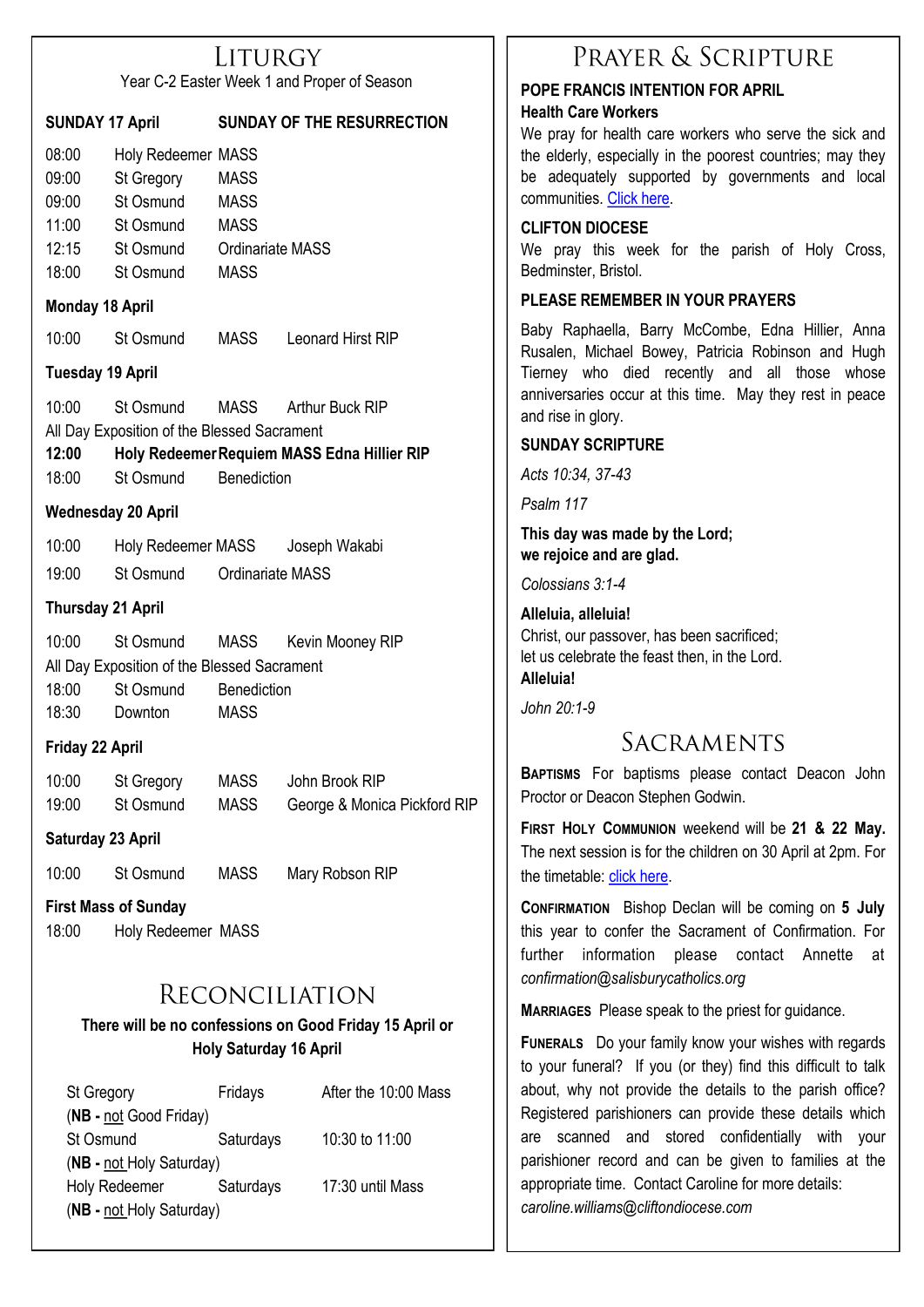# Liturgy

Year C-2 Easter Week 1 and Proper of Season

| | | | |
|---|---|---|---|
| **SUNDAY 17 April** | | **SUNDAY OF THE RESURRECTION** | |
| 08:00 | Holy Redeemer | MASS | |
| 09:00 | St Gregory | MASS | |
| 09:00 | St Osmund | MASS | |
| 11:00 | St Osmund | MASS | |
| 12:15 | St Osmund | Ordinariate MASS | |
| 18:00 | St Osmund | MASS | |
| **Monday 18 April** | | | |
| 10:00 | St Osmund | MASS | Leonard Hirst RIP |
| **Tuesday 19 April** | | | |
| 10:00 | St Osmund | MASS | Arthur Buck RIP |
| All Day Exposition of the Blessed Sacrament | | | |
| **12:00** | **Holy Redeemer** | **Requiem MASS Edna Hillier RIP** | |
| 18:00 | St Osmund | Benediction | |
| **Wednesday 20 April** | | | |
| 10:00 | Holy Redeemer | MASS | Joseph Wakabi |
| 19:00 | St Osmund | Ordinariate MASS | |
| **Thursday 21 April** | | | |
| 10:00 | St Osmund | MASS | Kevin Mooney RIP |
| All Day Exposition of the Blessed Sacrament | | | |
| 18:00 | St Osmund | Benediction | |
| 18:30 | Downton | MASS | |
| **Friday 22 April** | | | |
| 10:00 | St Gregory | MASS | John Brook RIP |
| 19:00 | St Osmund | MASS | George & Monica Pickford RIP |
| **Saturday 23 April** | | | |
| 10:00 | St Osmund | MASS | Mary Robson RIP |
| **First Mass of Sunday** | | | |
| 18:00 | Holy Redeemer | MASS | |

# Reconciliation

**There will be no confessions on Good Friday 15 April or Holy Saturday 16 April**

| | | |
|---|---|---|
| St Gregory (**NB -** not Good Friday) | Fridays | After the 10:00 Mass |
| St Osmund (**NB -** not Holy Saturday) | Saturdays | 10:30 to 11:00 |
| Holy Redeemer (**NB -** not Holy Saturday) | Saturdays | 17:30 until Mass |

# Prayer & Scripture

**POPE FRANCIS INTENTION FOR APRIL**

**Health Care Workers**

We pray for health care workers who serve the sick and the elderly, especially in the poorest countries; may they be adequately supported by governments and local communities. Click here.

**CLIFTON DIOCESE**

We pray this week for the parish of Holy Cross, Bedminster, Bristol.

**PLEASE REMEMBER IN YOUR PRAYERS**

Baby Raphaella, Barry McCombe, Edna Hillier, Anna Rusalen, Michael Bowey, Patricia Robinson and Hugh Tierney who died recently and all those whose anniversaries occur at this time. May they rest in peace and rise in glory.

**SUNDAY SCRIPTURE**

*Acts 10:34, 37-43*

*Psalm 117*

**This day was made by the Lord;**
**we rejoice and are glad.**

*Colossians 3:1-4*

**Alleluia, alleluia!**
Christ, our passover, has been sacrificed;
let us celebrate the feast then, in the Lord.
**Alleluia!**

*John 20:1-9*

# Sacraments

**BAPTISMS** For baptisms please contact Deacon John Proctor or Deacon Stephen Godwin.

**FIRST HOLY COMMUNION** weekend will be **21 & 22 May.** The next session is for the children on 30 April at 2pm. For the timetable: click here.

**CONFIRMATION** Bishop Declan will be coming on **5 July** this year to confer the Sacrament of Confirmation. For further information please contact Annette at *confirmation@salisburycatholics.org*

**MARRIAGES** Please speak to the priest for guidance.

**FUNERALS** Do your family know your wishes with regards to your funeral? If you (or they) find this difficult to talk about, why not provide the details to the parish office? Registered parishioners can provide these details which are scanned and stored confidentially with your parishioner record and can be given to families at the appropriate time. Contact Caroline for more details: *caroline.williams@cliftondiocese.com*